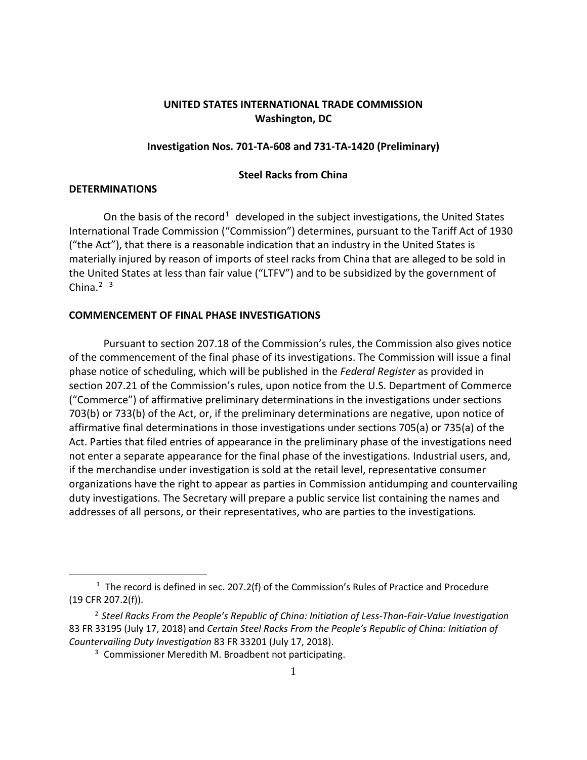**UNITED STATES INTERNATIONAL TRADE COMMISSION**
**Washington, DC**

**Investigation Nos. 701-TA-608 and 731-TA-1420 (Preliminary)**

**Steel Racks from China**

## DETERMINATIONS

On the basis of the record[1] developed in the subject investigations, the United States International Trade Commission ("Commission") determines, pursuant to the Tariff Act of 1930 ("the Act"), that there is a reasonable indication that an industry in the United States is materially injured by reason of imports of steel racks from China that are alleged to be sold in the United States at less than fair value ("LTFV") and to be subsidized by the government of China.[2] [3]

## COMMENCEMENT OF FINAL PHASE INVESTIGATIONS

Pursuant to section 207.18 of the Commission's rules, the Commission also gives notice of the commencement of the final phase of its investigations. The Commission will issue a final phase notice of scheduling, which will be published in the *Federal Register* as provided in section 207.21 of the Commission's rules, upon notice from the U.S. Department of Commerce ("Commerce") of affirmative preliminary determinations in the investigations under sections 703(b) or 733(b) of the Act, or, if the preliminary determinations are negative, upon notice of affirmative final determinations in those investigations under sections 705(a) or 735(a) of the Act. Parties that filed entries of appearance in the preliminary phase of the investigations need not enter a separate appearance for the final phase of the investigations. Industrial users, and, if the merchandise under investigation is sold at the retail level, representative consumer organizations have the right to appear as parties in Commission antidumping and countervailing duty investigations. The Secretary will prepare a public service list containing the names and addresses of all persons, or their representatives, who are parties to the investigations.

---

[1] The record is defined in sec. 207.2(f) of the Commission's Rules of Practice and Procedure (19 CFR 207.2(f)).

[2] *Steel Racks From the People's Republic of China: Initiation of Less-Than-Fair-Value Investigation* 83 FR 33195 (July 17, 2018) and *Certain Steel Racks From the People's Republic of China: Initiation of Countervailing Duty Investigation* 83 FR 33201 (July 17, 2018).

[3] Commissioner Meredith M. Broadbent not participating.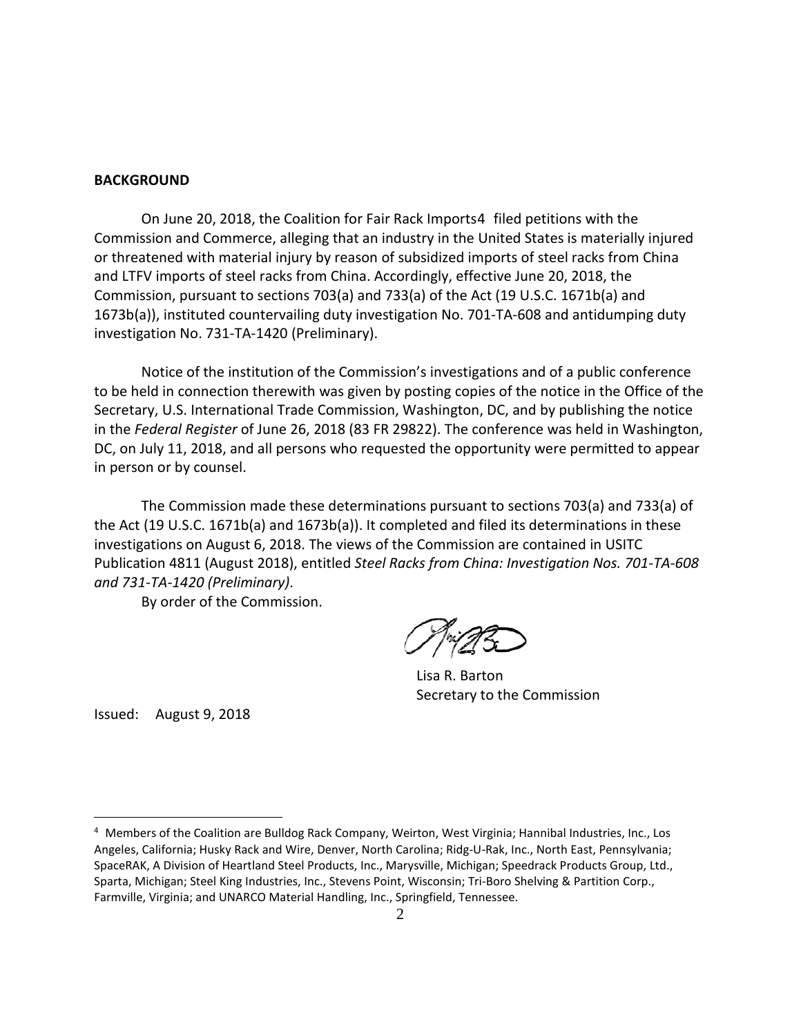**BACKGROUND**

On June 20, 2018, the Coalition for Fair Rack Imports[4] filed petitions with the Commission and Commerce, alleging that an industry in the United States is materially injured or threatened with material injury by reason of subsidized imports of steel racks from China and LTFV imports of steel racks from China. Accordingly, effective June 20, 2018, the Commission, pursuant to sections 703(a) and 733(a) of the Act (19 U.S.C. 1671b(a) and 1673b(a)), instituted countervailing duty investigation No. 701-TA-608 and antidumping duty investigation No. 731-TA-1420 (Preliminary).

Notice of the institution of the Commission's investigations and of a public conference to be held in connection therewith was given by posting copies of the notice in the Office of the Secretary, U.S. International Trade Commission, Washington, DC, and by publishing the notice in the *Federal Register* of June 26, 2018 (83 FR 29822). The conference was held in Washington, DC, on July 11, 2018, and all persons who requested the opportunity were permitted to appear in person or by counsel.

The Commission made these determinations pursuant to sections 703(a) and 733(a) of the Act (19 U.S.C. 1671b(a) and 1673b(a)). It completed and filed its determinations in these investigations on August 6, 2018. The views of the Commission are contained in USITC Publication 4811 (August 2018), entitled *Steel Racks from China: Investigation Nos. 701-TA-608 and 731-TA-1420 (Preliminary)*.

By order of the Commission.

Lisa R. Barton
Secretary to the Commission

Issued: August 9, 2018

[4] Members of the Coalition are Bulldog Rack Company, Weirton, West Virginia; Hannibal Industries, Inc., Los Angeles, California; Husky Rack and Wire, Denver, North Carolina; Ridg-U-Rak, Inc., North East, Pennsylvania; SpaceRAK, A Division of Heartland Steel Products, Inc., Marysville, Michigan; Speedrack Products Group, Ltd., Sparta, Michigan; Steel King Industries, Inc., Stevens Point, Wisconsin; Tri-Boro Shelving & Partition Corp., Farmville, Virginia; and UNARCO Material Handling, Inc., Springfield, Tennessee.